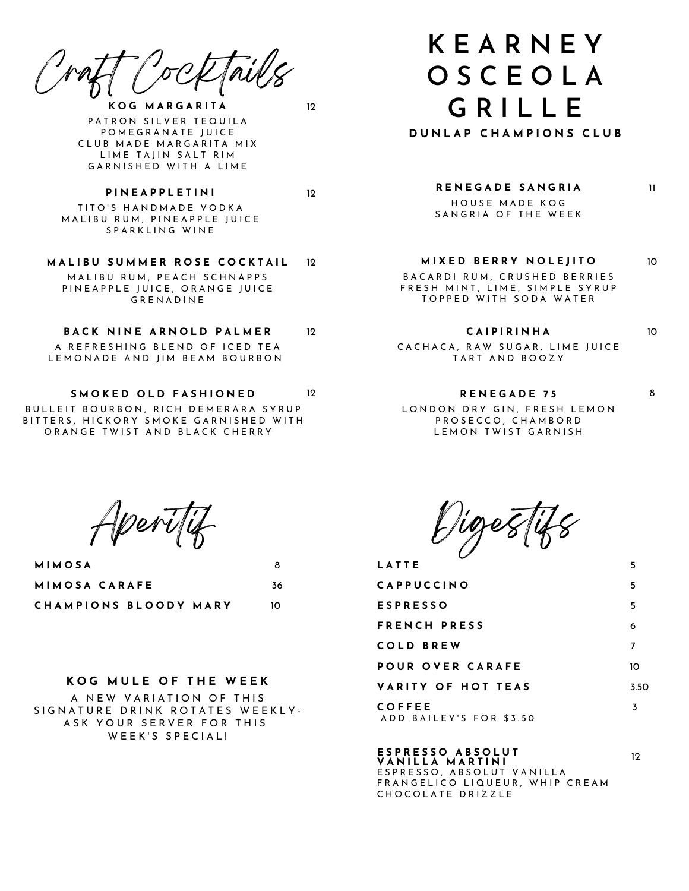# KEARNEY OSCEOLA GRILLE

### DUNLAP CHAMPIONS CLUB

## Craft Cocktails

**KOG MARGARITA** — 12
PATRON SILVER TEQUILA
POMEGRANATE JUICE
CLUB MADE MARGARITA MIX
LIME TAJIN SALT RIM
GARNISHED WITH A LIME

**PINEAPPLETINI** — 12
TITO'S HANDMADE VODKA
MALIBU RUM, PINEAPPLE JUICE
SPARKLING WINE

**MALIBU SUMMER ROSE COCKTAIL** — 12
MALIBU RUM, PEACH SCHNAPPS
PINEAPPLE JUICE, ORANGE JUICE
GRENADINE

**BACK NINE ARNOLD PALMER** — 12
A REFRESHING BLEND OF ICED TEA
LEMONADE AND JIM BEAM BOURBON

**SMOKED OLD FASHIONED** — 12
BULLEIT BOURBON, RICH DEMERARA SYRUP
BITTERS, HICKORY SMOKE GARNISHED WITH
ORANGE TWIST AND BLACK CHERRY

**RENEGADE SANGRIA** — 11
HOUSE MADE KOG
SANGRIA OF THE WEEK

**MIXED BERRY NOLEJITO** — 10
BACARDI RUM, CRUSHED BERRIES
FRESH MINT, LIME, SIMPLE SYRUP
TOPPED WITH SODA WATER

**CAIPIRINHA** — 10
CACHACA, RAW SUGAR, LIME JUICE
TART AND BOOZY

**RENEGADE 75** — 8
LONDON DRY GIN, FRESH LEMON
PROSECCO, CHAMBORD
LEMON TWIST GARNISH

## Aperitif

| | |
|---|---|
| **MIMOSA** | 8 |
| **MIMOSA CARAFE** | 36 |
| **CHAMPIONS BLOODY MARY** | 10 |

### KOG MULE OF THE WEEK

A NEW VARIATION OF THIS SIGNATURE DRINK ROTATES WEEKLY- ASK YOUR SERVER FOR THIS WEEK'S SPECIAL!

## Digestifs

| | |
|---|---|
| **LATTE** | 5 |
| **CAPPUCCINO** | 5 |
| **ESPRESSO** | 5 |
| **FRENCH PRESS** | 6 |
| **COLD BREW** | 7 |
| **POUR OVER CARAFE** | 10 |
| **VARITY OF HOT TEAS** | 3.50 |
| **COFFEE**<br>ADD BAILEY'S FOR $3.50 | 3 |

**ESPRESSO ABSOLUT VANILLA MARTINI** — 12
ESPRESSO, ABSOLUT VANILLA
FRANGELICO LIQUEUR, WHIP CREAM
CHOCOLATE DRIZZLE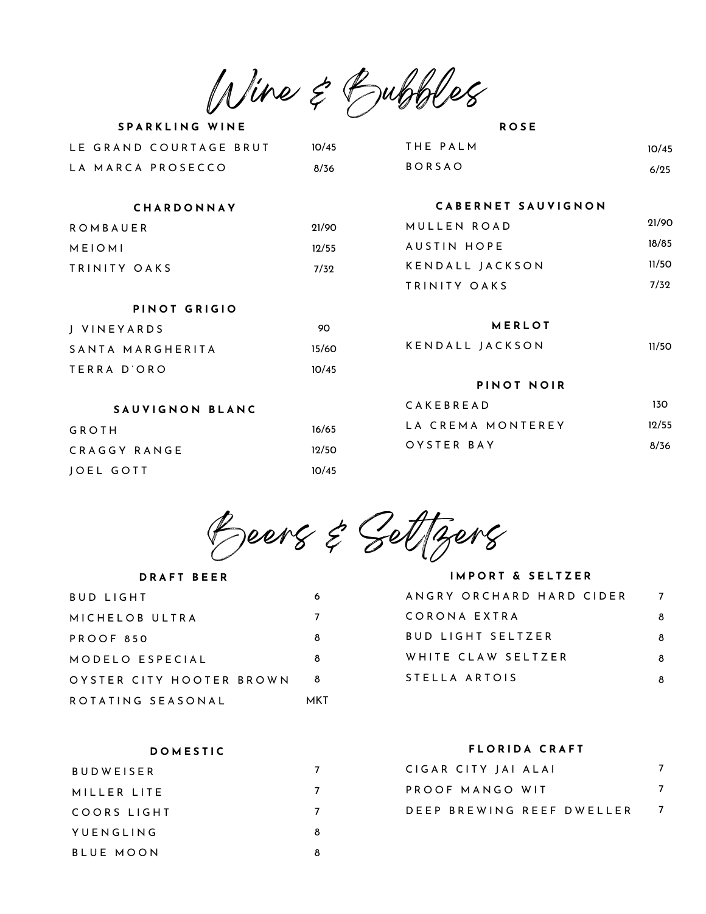# Wine & Bubbles

### SPARKLING WINE

| | |
|---|---|
| LE GRAND COURTAGE BRUT | 10/45 |
| LA MARCA PROSECCO | 8/36 |

### CHARDONNAY

| | |
|---|---|
| ROMBAUER | 21/90 |
| MEIOMI | 12/55 |
| TRINITY OAKS | 7/32 |

### PINOT GRIGIO

| | |
|---|---|
| J VINEYARDS | 90 |
| SANTA MARGHERITA | 15/60 |
| TERRA D'ORO | 10/45 |

### SAUVIGNON BLANC

| | |
|---|---|
| GROTH | 16/65 |
| CRAGGY RANGE | 12/50 |
| JOEL GOTT | 10/45 |

### ROSE

| | |
|---|---|
| THE PALM | 10/45 |
| BORSAO | 6/25 |

### CABERNET SAUVIGNON

| | |
|---|---|
| MULLEN ROAD | 21/90 |
| AUSTIN HOPE | 18/85 |
| KENDALL JACKSON | 11/50 |
| TRINITY OAKS | 7/32 |

### MERLOT

| | |
|---|---|
| KENDALL JACKSON | 11/50 |

### PINOT NOIR

| | |
|---|---|
| CAKEBREAD | 130 |
| LA CREMA MONTEREY | 12/55 |
| OYSTER BAY | 8/36 |

# Beers & Seltzers

### DRAFT BEER

| | |
|---|---|
| BUD LIGHT | 6 |
| MICHELOB ULTRA | 7 |
| PROOF 850 | 8 |
| MODELO ESPECIAL | 8 |
| OYSTER CITY HOOTER BROWN | 8 |
| ROTATING SEASONAL | MKT |

### IMPORT & SELTZER

| | |
|---|---|
| ANGRY ORCHARD HARD CIDER | 7 |
| CORONA EXTRA | 8 |
| BUD LIGHT SELTZER | 8 |
| WHITE CLAW SELTZER | 8 |
| STELLA ARTOIS | 8 |

### DOMESTIC

| | |
|---|---|
| BUDWEISER | 7 |
| MILLER LITE | 7 |
| COORS LIGHT | 7 |
| YUENGLING | 8 |
| BLUE MOON | 8 |

### FLORIDA CRAFT

| | |
|---|---|
| CIGAR CITY JAI ALAI | 7 |
| PROOF MANGO WIT | 7 |
| DEEP BREWING REEF DWELLER | 7 |